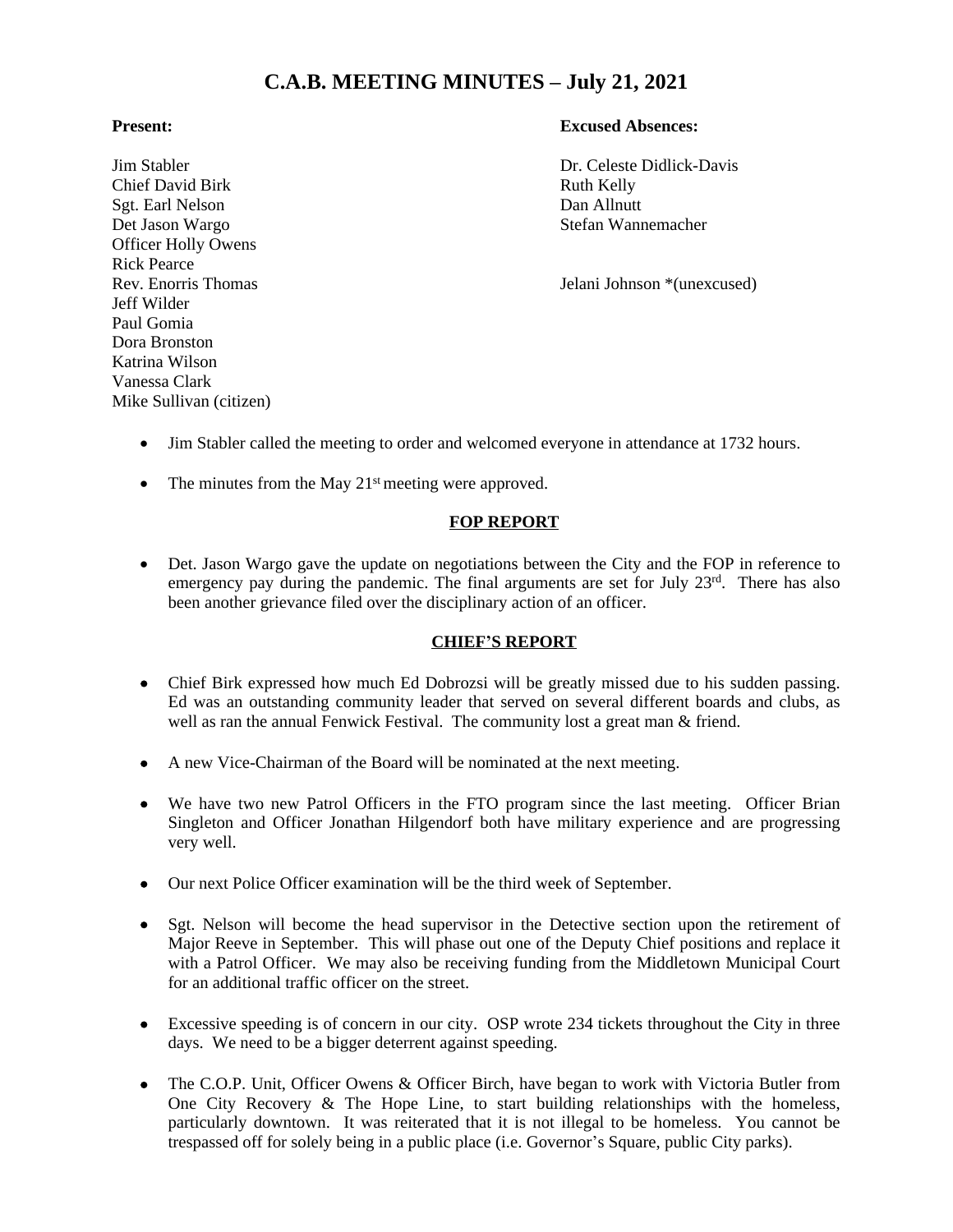# C.A.B. MEETING MINUTES – July 21, 2021

**Present:**

Jim Stabler
Chief David Birk
Sgt. Earl Nelson
Det Jason Wargo
Officer Holly Owens
Rick Pearce
Rev. Enorris Thomas
Jeff Wilder
Paul Gomia
Dora Bronston
Katrina Wilson
Vanessa Clark
Mike Sullivan (citizen)

**Excused Absences:**

Dr. Celeste Didlick-Davis
Ruth Kelly
Dan Allnutt
Stefan Wannemacher

Jelani Johnson *(unexcused)

- Jim Stabler called the meeting to order and welcomed everyone in attendance at 1732 hours.
- The minutes from the May 21st meeting were approved.

## FOP REPORT

- Det. Jason Wargo gave the update on negotiations between the City and the FOP in reference to emergency pay during the pandemic. The final arguments are set for July 23rd. There has also been another grievance filed over the disciplinary action of an officer.

## CHIEF'S REPORT

- Chief Birk expressed how much Ed Dobrozsi will be greatly missed due to his sudden passing. Ed was an outstanding community leader that served on several different boards and clubs, as well as ran the annual Fenwick Festival. The community lost a great man & friend.
- A new Vice-Chairman of the Board will be nominated at the next meeting.
- We have two new Patrol Officers in the FTO program since the last meeting. Officer Brian Singleton and Officer Jonathan Hilgendorf both have military experience and are progressing very well.
- Our next Police Officer examination will be the third week of September.
- Sgt. Nelson will become the head supervisor in the Detective section upon the retirement of Major Reeve in September. This will phase out one of the Deputy Chief positions and replace it with a Patrol Officer. We may also be receiving funding from the Middletown Municipal Court for an additional traffic officer on the street.
- Excessive speeding is of concern in our city. OSP wrote 234 tickets throughout the City in three days. We need to be a bigger deterrent against speeding.
- The C.O.P. Unit, Officer Owens & Officer Birch, have began to work with Victoria Butler from One City Recovery & The Hope Line, to start building relationships with the homeless, particularly downtown. It was reiterated that it is not illegal to be homeless. You cannot be trespassed off for solely being in a public place (i.e. Governor's Square, public City parks).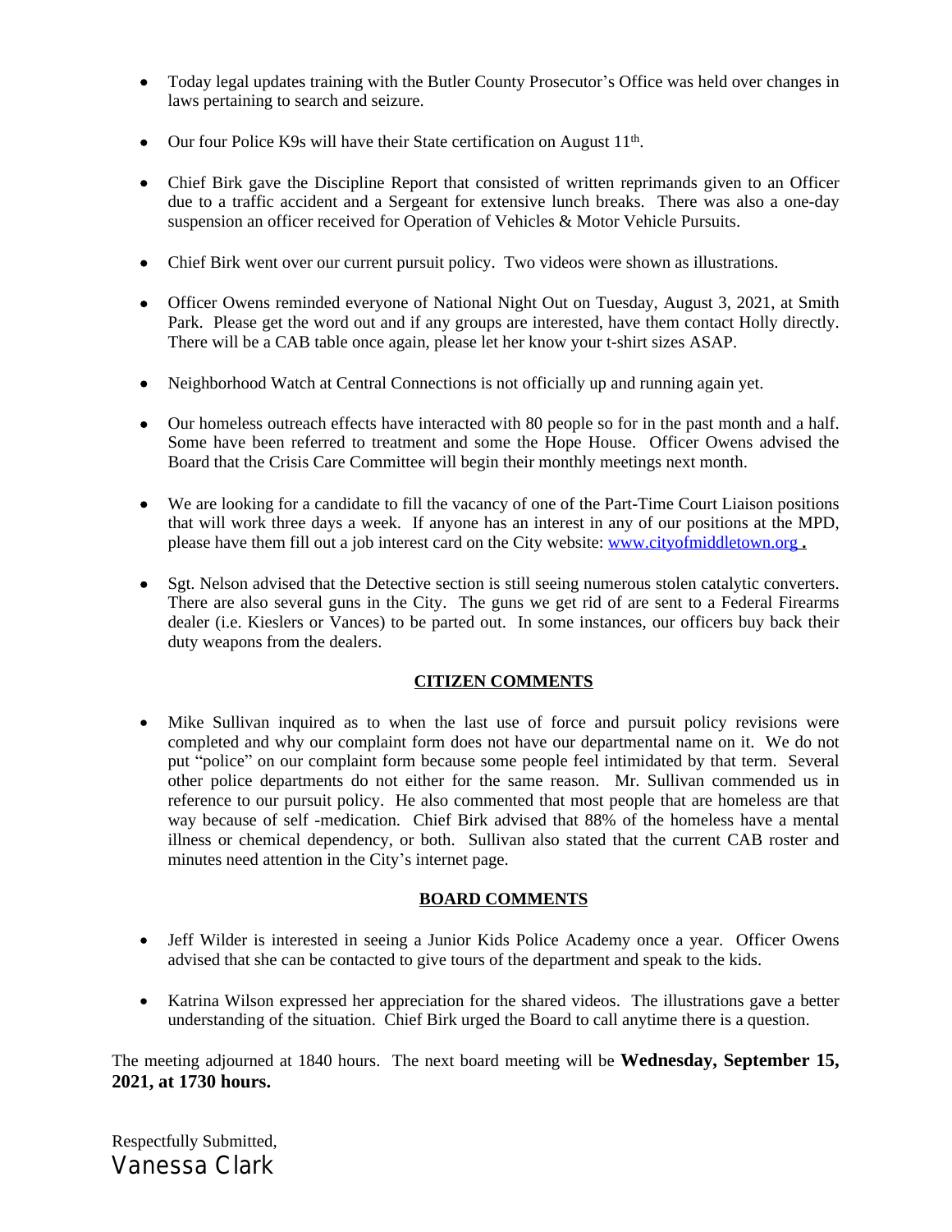- Today legal updates training with the Butler County Prosecutor's Office was held over changes in laws pertaining to search and seizure.

- Our four Police K9s will have their State certification on August 11th.

- Chief Birk gave the Discipline Report that consisted of written reprimands given to an Officer due to a traffic accident and a Sergeant for extensive lunch breaks. There was also a one-day suspension an officer received for Operation of Vehicles & Motor Vehicle Pursuits.

- Chief Birk went over our current pursuit policy. Two videos were shown as illustrations.

- Officer Owens reminded everyone of National Night Out on Tuesday, August 3, 2021, at Smith Park. Please get the word out and if any groups are interested, have them contact Holly directly. There will be a CAB table once again, please let her know your t-shirt sizes ASAP.

- Neighborhood Watch at Central Connections is not officially up and running again yet.

- Our homeless outreach effects have interacted with 80 people so for in the past month and a half. Some have been referred to treatment and some the Hope House. Officer Owens advised the Board that the Crisis Care Committee will begin their monthly meetings next month.

- We are looking for a candidate to fill the vacancy of one of the Part-Time Court Liaison positions that will work three days a week. If anyone has an interest in any of our positions at the MPD, please have them fill out a job interest card on the City website: www.cityofmiddletown.org .

- Sgt. Nelson advised that the Detective section is still seeing numerous stolen catalytic converters. There are also several guns in the City. The guns we get rid of are sent to a Federal Firearms dealer (i.e. Kieslers or Vances) to be parted out. In some instances, our officers buy back their duty weapons from the dealers.

## CITIZEN COMMENTS

- Mike Sullivan inquired as to when the last use of force and pursuit policy revisions were completed and why our complaint form does not have our departmental name on it. We do not put "police" on our complaint form because some people feel intimidated by that term. Several other police departments do not either for the same reason. Mr. Sullivan commended us in reference to our pursuit policy. He also commented that most people that are homeless are that way because of self -medication. Chief Birk advised that 88% of the homeless have a mental illness or chemical dependency, or both. Sullivan also stated that the current CAB roster and minutes need attention in the City's internet page.

## BOARD COMMENTS

- Jeff Wilder is interested in seeing a Junior Kids Police Academy once a year. Officer Owens advised that she can be contacted to give tours of the department and speak to the kids.

- Katrina Wilson expressed her appreciation for the shared videos. The illustrations gave a better understanding of the situation. Chief Birk urged the Board to call anytime there is a question.

The meeting adjourned at 1840 hours. The next board meeting will be **Wednesday, September 15, 2021, at 1730 hours.**

Respectfully Submitted,
Vanessa Clark